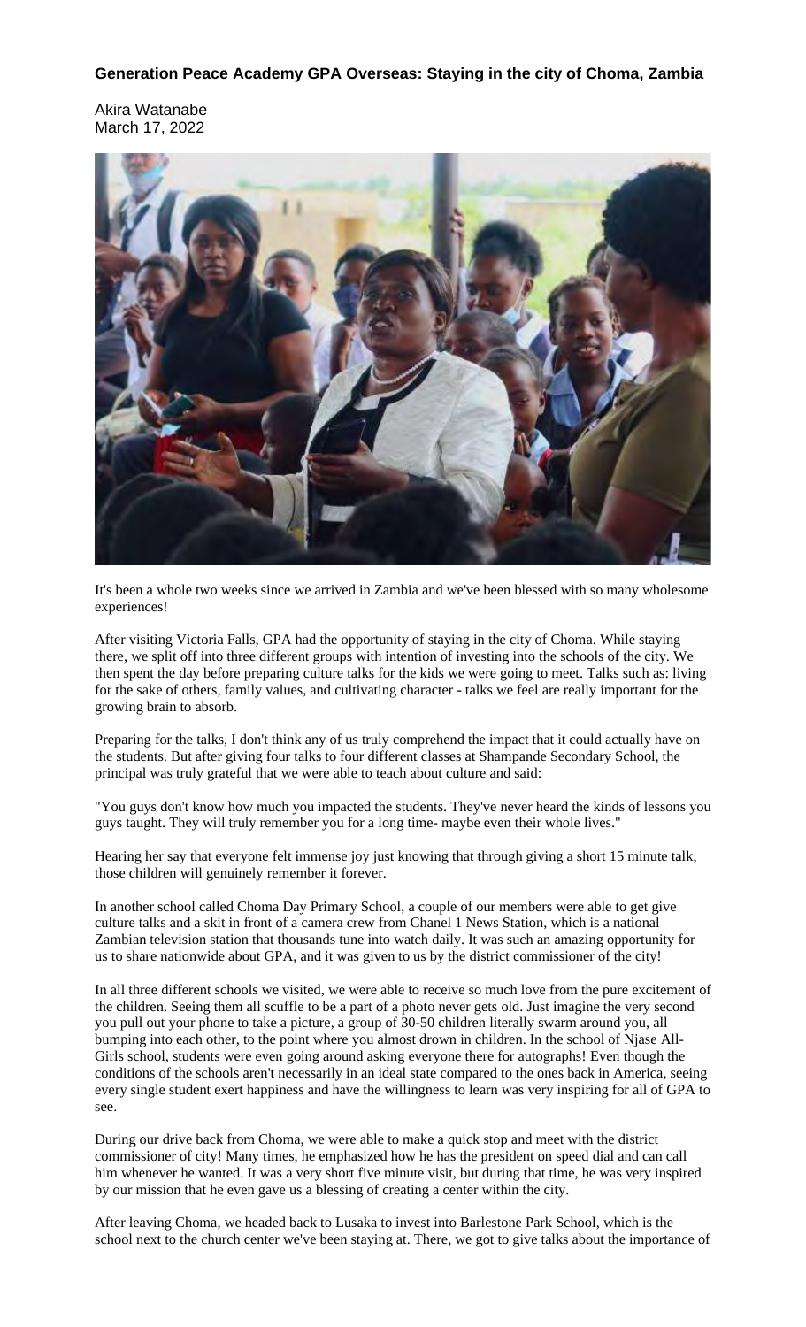**Generation Peace Academy GPA Overseas: Staying in the city of Choma, Zambia**

Akira Watanabe
March 17, 2022

It's been a whole two weeks since we arrived in Zambia and we've been blessed with so many wholesome experiences!

After visiting Victoria Falls, GPA had the opportunity of staying in the city of Choma. While staying there, we split off into three different groups with intention of investing into the schools of the city. We then spent the day before preparing culture talks for the kids we were going to meet. Talks such as: living for the sake of others, family values, and cultivating character - talks we feel are really important for the growing brain to absorb.

Preparing for the talks, I don't think any of us truly comprehend the impact that it could actually have on the students. But after giving four talks to four different classes at Shampande Secondary School, the principal was truly grateful that we were able to teach about culture and said:

"You guys don't know how much you impacted the students. They've never heard the kinds of lessons you guys taught. They will truly remember you for a long time- maybe even their whole lives."

Hearing her say that everyone felt immense joy just knowing that through giving a short 15 minute talk, those children will genuinely remember it forever.

In another school called Choma Day Primary School, a couple of our members were able to get give culture talks and a skit in front of a camera crew from Chanel 1 News Station, which is a national Zambian television station that thousands tune into watch daily. It was such an amazing opportunity for us to share nationwide about GPA, and it was given to us by the district commissioner of the city!

In all three different schools we visited, we were able to receive so much love from the pure excitement of the children. Seeing them all scuffle to be a part of a photo never gets old. Just imagine the very second you pull out your phone to take a picture, a group of 30-50 children literally swarm around you, all bumping into each other, to the point where you almost drown in children. In the school of Njase All-Girls school, students were even going around asking everyone there for autographs! Even though the conditions of the schools aren't necessarily in an ideal state compared to the ones back in America, seeing every single student exert happiness and have the willingness to learn was very inspiring for all of GPA to see.

During our drive back from Choma, we were able to make a quick stop and meet with the district commissioner of city! Many times, he emphasized how he has the president on speed dial and can call him whenever he wanted. It was a very short five minute visit, but during that time, he was very inspired by our mission that he even gave us a blessing of creating a center within the city.

After leaving Choma, we headed back to Lusaka to invest into Barlestone Park School, which is the school next to the church center we've been staying at. There, we got to give talks about the importance of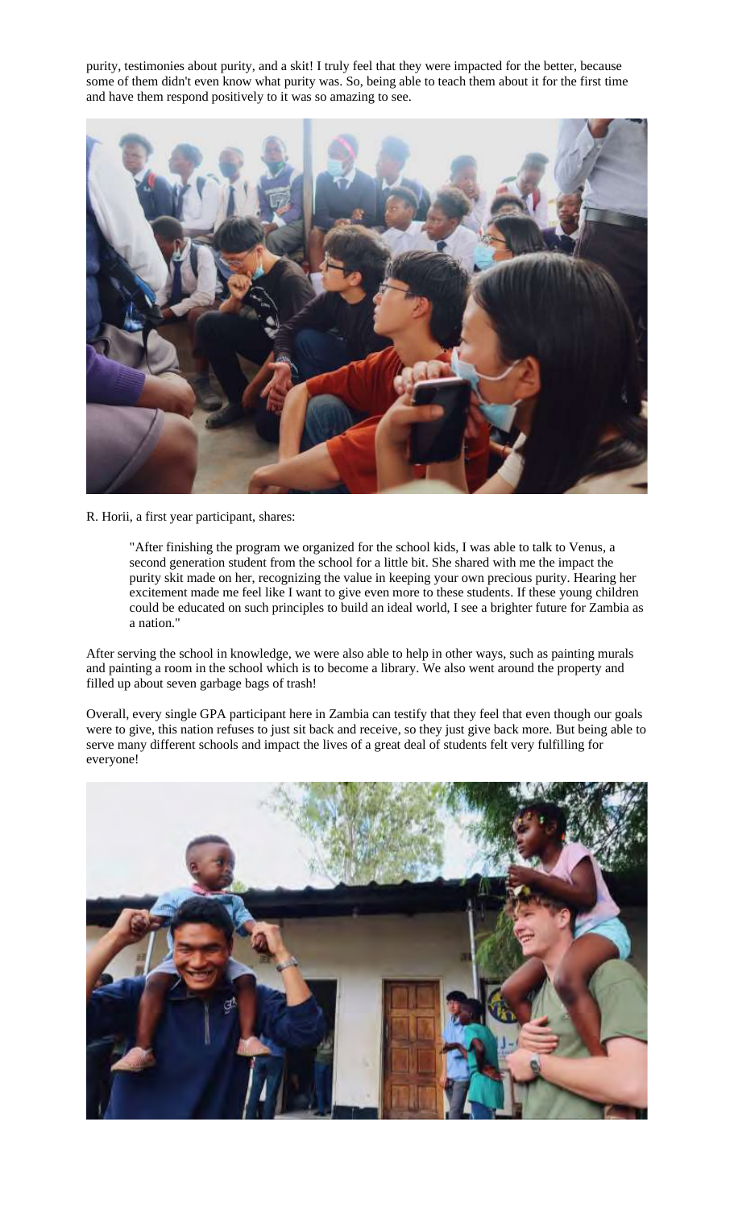purity, testimonies about purity, and a skit! I truly feel that they were impacted for the better, because some of them didn't even know what purity was. So, being able to teach them about it for the first time and have them respond positively to it was so amazing to see.

R. Horii, a first year participant, shares:

> "After finishing the program we organized for the school kids, I was able to talk to Venus, a second generation student from the school for a little bit. She shared with me the impact the purity skit made on her, recognizing the value in keeping your own precious purity. Hearing her excitement made me feel like I want to give even more to these students. If these young children could be educated on such principles to build an ideal world, I see a brighter future for Zambia as a nation."

After serving the school in knowledge, we were also able to help in other ways, such as painting murals and painting a room in the school which is to become a library. We also went around the property and filled up about seven garbage bags of trash!

Overall, every single GPA participant here in Zambia can testify that they feel that even though our goals were to give, this nation refuses to just sit back and receive, so they just give back more. But being able to serve many different schools and impact the lives of a great deal of students felt very fulfilling for everyone!